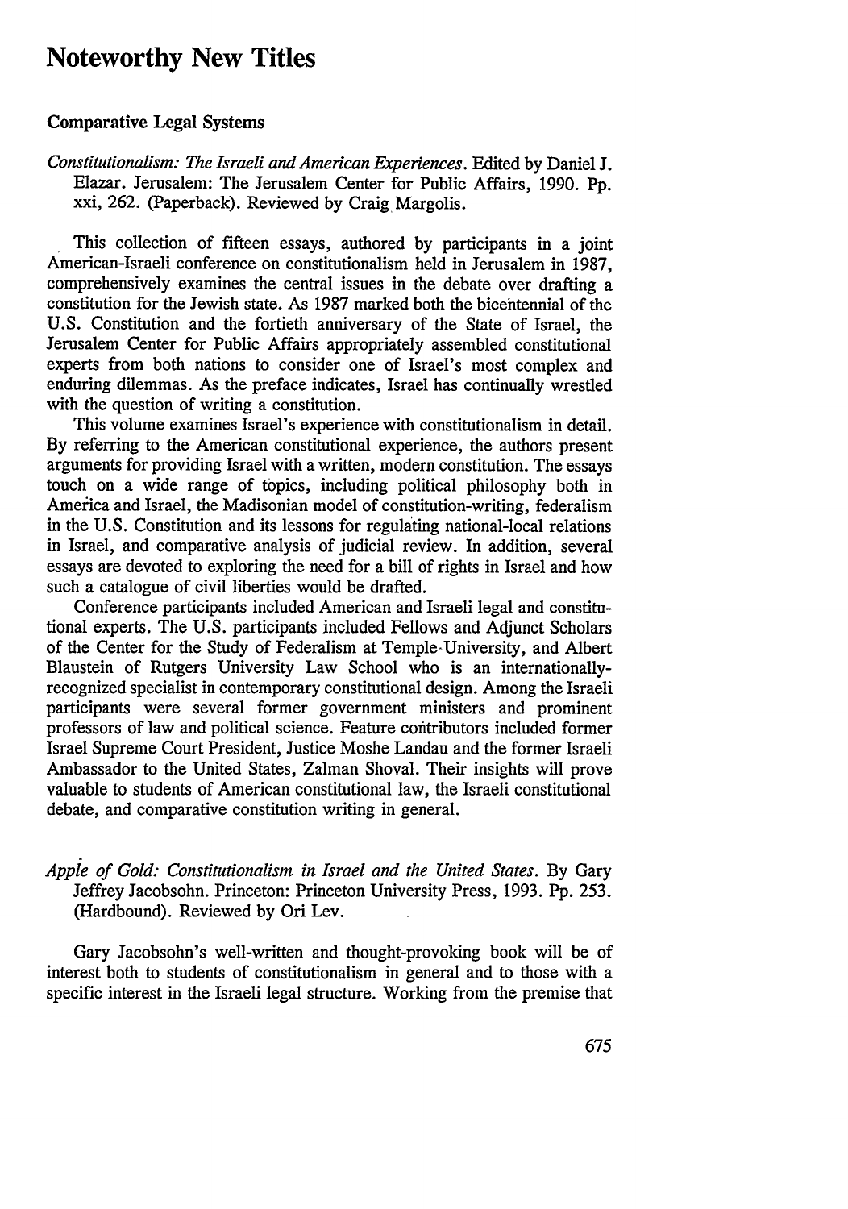# Noteworthy New Titles

## Comparative Legal Systems

*Constitutionalism: The Israeli and American Experiences.* Edited by Daniel J. Elazar. Jerusalem: The Jerusalem Center for Public Affairs, 1990. Pp. xxi, 262. (Paperback). Reviewed by Craig Margolis.

This collection of fifteen essays, authored by participants in a joint American-Israeli conference on constitutionalism held in Jerusalem in 1987, comprehensively examines the central issues in the debate over drafting a constitution for the Jewish state. As 1987 marked both the bicentennial of the U.S. Constitution and the fortieth anniversary of the State of Israel, the Jerusalem Center for Public Affairs appropriately assembled constitutional experts from both nations to consider one of Israel's most complex and enduring dilemmas. As the preface indicates, Israel has continually wrestled with the question of writing a constitution.

This volume examines Israel's experience with constitutionalism in detail. By referring to the American constitutional experience, the authors present arguments for providing Israel with a written, modern constitution. The essays touch on a wide range of topics, including political philosophy both in America and Israel, the Madisonian model of constitution-writing, federalism in the U.S. Constitution and its lessons for regulating national-local relations in Israel, and comparative analysis of judicial review. In addition, several essays are devoted to exploring the need for a bill of rights in Israel and how such a catalogue of civil liberties would be drafted.

Conference participants included American and Israeli legal and constitutional experts. The U.S. participants included Fellows and Adjunct Scholars of the Center for the Study of Federalism at Temple University, and Albert Blaustein of Rutgers University Law School who is an internationally-recognized specialist in contemporary constitutional design. Among the Israeli participants were several former government ministers and prominent professors of law and political science. Feature contributors included former Israel Supreme Court President, Justice Moshe Landau and the former Israeli Ambassador to the United States, Zalman Shoval. Their insights will prove valuable to students of American constitutional law, the Israeli constitutional debate, and comparative constitution writing in general.

*Apple of Gold: Constitutionalism in Israel and the United States.* By Gary Jeffrey Jacobsohn. Princeton: Princeton University Press, 1993. Pp. 253. (Hardbound). Reviewed by Ori Lev.

Gary Jacobsohn's well-written and thought-provoking book will be of interest both to students of constitutionalism in general and to those with a specific interest in the Israeli legal structure. Working from the premise that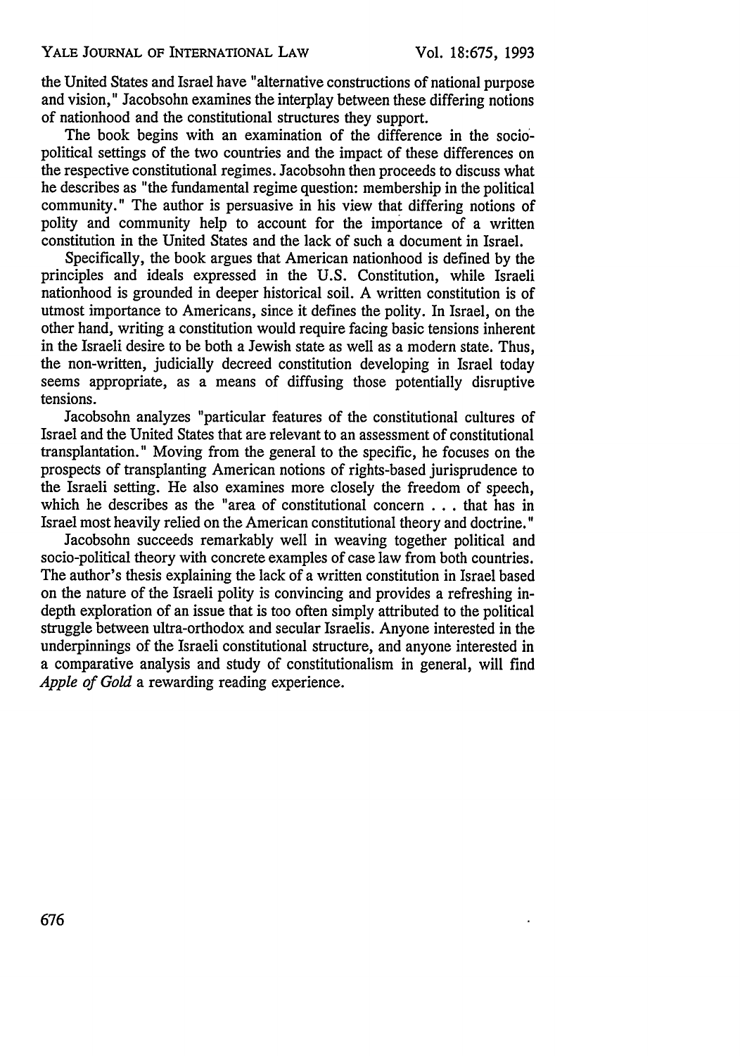the United States and Israel have "alternative constructions of national purpose and vision," Jacobsohn examines the interplay between these differing notions of nationhood and the constitutional structures they support.

The book begins with an examination of the difference in the socio-political settings of the two countries and the impact of these differences on the respective constitutional regimes. Jacobsohn then proceeds to discuss what he describes as "the fundamental regime question: membership in the political community." The author is persuasive in his view that differing notions of polity and community help to account for the importance of a written constitution in the United States and the lack of such a document in Israel.

Specifically, the book argues that American nationhood is defined by the principles and ideals expressed in the U.S. Constitution, while Israeli nationhood is grounded in deeper historical soil. A written constitution is of utmost importance to Americans, since it defines the polity. In Israel, on the other hand, writing a constitution would require facing basic tensions inherent in the Israeli desire to be both a Jewish state as well as a modern state. Thus, the non-written, judicially decreed constitution developing in Israel today seems appropriate, as a means of diffusing those potentially disruptive tensions.

Jacobsohn analyzes "particular features of the constitutional cultures of Israel and the United States that are relevant to an assessment of constitutional transplantation." Moving from the general to the specific, he focuses on the prospects of transplanting American notions of rights-based jurisprudence to the Israeli setting. He also examines more closely the freedom of speech, which he describes as the "area of constitutional concern . . . that has in Israel most heavily relied on the American constitutional theory and doctrine."

Jacobsohn succeeds remarkably well in weaving together political and socio-political theory with concrete examples of case law from both countries. The author's thesis explaining the lack of a written constitution in Israel based on the nature of the Israeli polity is convincing and provides a refreshing in-depth exploration of an issue that is too often simply attributed to the political struggle between ultra-orthodox and secular Israelis. Anyone interested in the underpinnings of the Israeli constitutional structure, and anyone interested in a comparative analysis and study of constitutionalism in general, will find *Apple of Gold* a rewarding reading experience.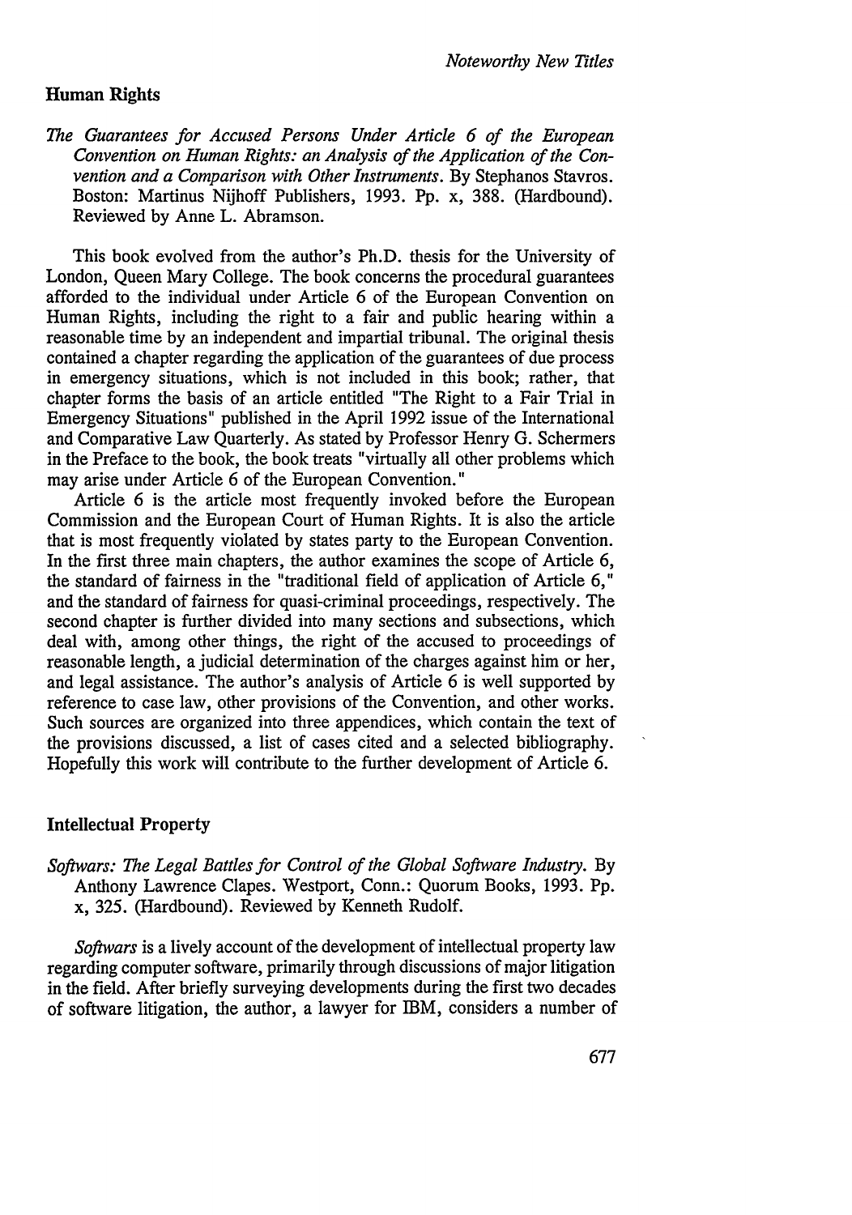## Human Rights

*The Guarantees for Accused Persons Under Article 6 of the European Convention on Human Rights: an Analysis of the Application of the Convention and a Comparison with Other Instruments.* By Stephanos Stavros. Boston: Martinus Nijhoff Publishers, 1993. Pp. x, 388. (Hardbound). Reviewed by Anne L. Abramson.

This book evolved from the author's Ph.D. thesis for the University of London, Queen Mary College. The book concerns the procedural guarantees afforded to the individual under Article 6 of the European Convention on Human Rights, including the right to a fair and public hearing within a reasonable time by an independent and impartial tribunal. The original thesis contained a chapter regarding the application of the guarantees of due process in emergency situations, which is not included in this book; rather, that chapter forms the basis of an article entitled "The Right to a Fair Trial in Emergency Situations" published in the April 1992 issue of the International and Comparative Law Quarterly. As stated by Professor Henry G. Schermers in the Preface to the book, the book treats "virtually all other problems which may arise under Article 6 of the European Convention."

Article 6 is the article most frequently invoked before the European Commission and the European Court of Human Rights. It is also the article that is most frequently violated by states party to the European Convention. In the first three main chapters, the author examines the scope of Article 6, the standard of fairness in the "traditional field of application of Article 6," and the standard of fairness for quasi-criminal proceedings, respectively. The second chapter is further divided into many sections and subsections, which deal with, among other things, the right of the accused to proceedings of reasonable length, a judicial determination of the charges against him or her, and legal assistance. The author's analysis of Article 6 is well supported by reference to case law, other provisions of the Convention, and other works. Such sources are organized into three appendices, which contain the text of the provisions discussed, a list of cases cited and a selected bibliography. Hopefully this work will contribute to the further development of Article 6.

## Intellectual Property

*Softwars: The Legal Battles for Control of the Global Software Industry.* By Anthony Lawrence Clapes. Westport, Conn.: Quorum Books, 1993. Pp. x, 325. (Hardbound). Reviewed by Kenneth Rudolf.

*Softwars* is a lively account of the development of intellectual property law regarding computer software, primarily through discussions of major litigation in the field. After briefly surveying developments during the first two decades of software litigation, the author, a lawyer for IBM, considers a number of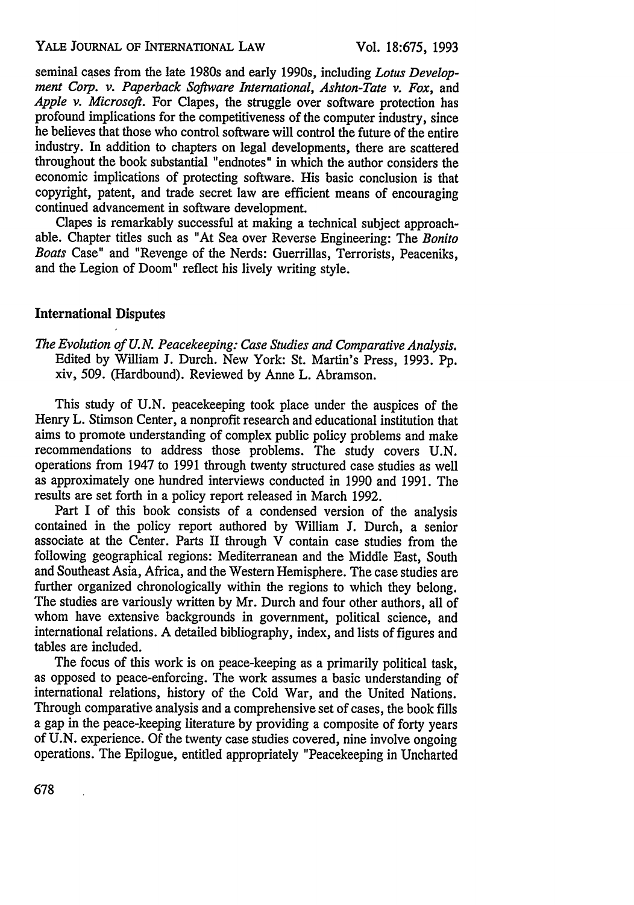seminal cases from the late 1980s and early 1990s, including *Lotus Development Corp. v. Paperback Software International*, *Ashton-Tate v. Fox*, and *Apple v. Microsoft*. For Clapes, the struggle over software protection has profound implications for the competitiveness of the computer industry, since he believes that those who control software will control the future of the entire industry. In addition to chapters on legal developments, there are scattered throughout the book substantial "endnotes" in which the author considers the economic implications of protecting software. His basic conclusion is that copyright, patent, and trade secret law are efficient means of encouraging continued advancement in software development.

Clapes is remarkably successful at making a technical subject approachable. Chapter titles such as "At Sea over Reverse Engineering: The *Bonito Boats* Case" and "Revenge of the Nerds: Guerrillas, Terrorists, Peaceniks, and the Legion of Doom" reflect his lively writing style.

## International Disputes

*The Evolution of U.N. Peacekeeping: Case Studies and Comparative Analysis.* Edited by William J. Durch. New York: St. Martin's Press, 1993. Pp. xiv, 509. (Hardbound). Reviewed by Anne L. Abramson.

This study of U.N. peacekeeping took place under the auspices of the Henry L. Stimson Center, a nonprofit research and educational institution that aims to promote understanding of complex public policy problems and make recommendations to address those problems. The study covers U.N. operations from 1947 to 1991 through twenty structured case studies as well as approximately one hundred interviews conducted in 1990 and 1991. The results are set forth in a policy report released in March 1992.

Part I of this book consists of a condensed version of the analysis contained in the policy report authored by William J. Durch, a senior associate at the Center. Parts II through V contain case studies from the following geographical regions: Mediterranean and the Middle East, South and Southeast Asia, Africa, and the Western Hemisphere. The case studies are further organized chronologically within the regions to which they belong. The studies are variously written by Mr. Durch and four other authors, all of whom have extensive backgrounds in government, political science, and international relations. A detailed bibliography, index, and lists of figures and tables are included.

The focus of this work is on peace-keeping as a primarily political task, as opposed to peace-enforcing. The work assumes a basic understanding of international relations, history of the Cold War, and the United Nations. Through comparative analysis and a comprehensive set of cases, the book fills a gap in the peace-keeping literature by providing a composite of forty years of U.N. experience. Of the twenty case studies covered, nine involve ongoing operations. The Epilogue, entitled appropriately "Peacekeeping in Uncharted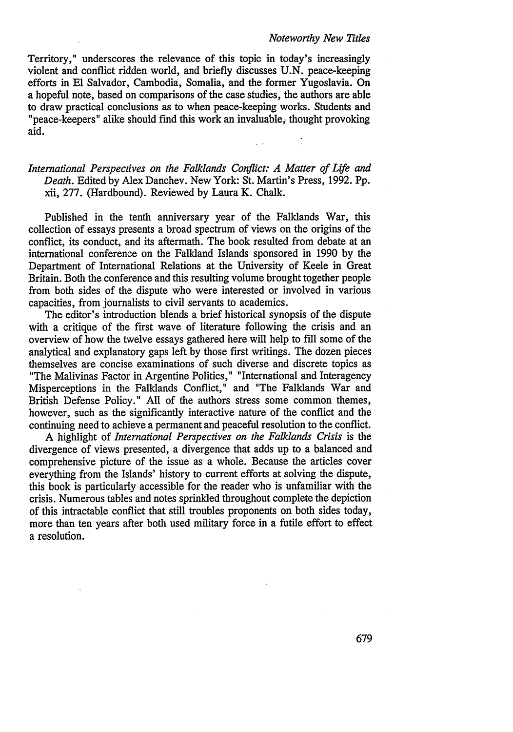Territory," underscores the relevance of this topic in today's increasingly violent and conflict ridden world, and briefly discusses U.N. peace-keeping efforts in El Salvador, Cambodia, Somalia, and the former Yugoslavia. On a hopeful note, based on comparisons of the case studies, the authors are able to draw practical conclusions as to when peace-keeping works. Students and "peace-keepers" alike should find this work an invaluable, thought provoking aid.

*International Perspectives on the Falklands Conflict: A Matter of Life and Death.* Edited by Alex Danchev. New York: St. Martin's Press, 1992. Pp. xii, 277. (Hardbound). Reviewed by Laura K. Chalk.

Published in the tenth anniversary year of the Falklands War, this collection of essays presents a broad spectrum of views on the origins of the conflict, its conduct, and its aftermath. The book resulted from debate at an international conference on the Falkland Islands sponsored in 1990 by the Department of International Relations at the University of Keele in Great Britain. Both the conference and this resulting volume brought together people from both sides of the dispute who were interested or involved in various capacities, from journalists to civil servants to academics.

The editor's introduction blends a brief historical synopsis of the dispute with a critique of the first wave of literature following the crisis and an overview of how the twelve essays gathered here will help to fill some of the analytical and explanatory gaps left by those first writings. The dozen pieces themselves are concise examinations of such diverse and discrete topics as "The Malivinas Factor in Argentine Politics," "International and Interagency Misperceptions in the Falklands Conflict," and "The Falklands War and British Defense Policy." All of the authors stress some common themes, however, such as the significantly interactive nature of the conflict and the continuing need to achieve a permanent and peaceful resolution to the conflict.

A highlight of *International Perspectives on the Falklands Crisis* is the divergence of views presented, a divergence that adds up to a balanced and comprehensive picture of the issue as a whole. Because the articles cover everything from the Islands' history to current efforts at solving the dispute, this book is particularly accessible for the reader who is unfamiliar with the crisis. Numerous tables and notes sprinkled throughout complete the depiction of this intractable conflict that still troubles proponents on both sides today, more than ten years after both used military force in a futile effort to effect a resolution.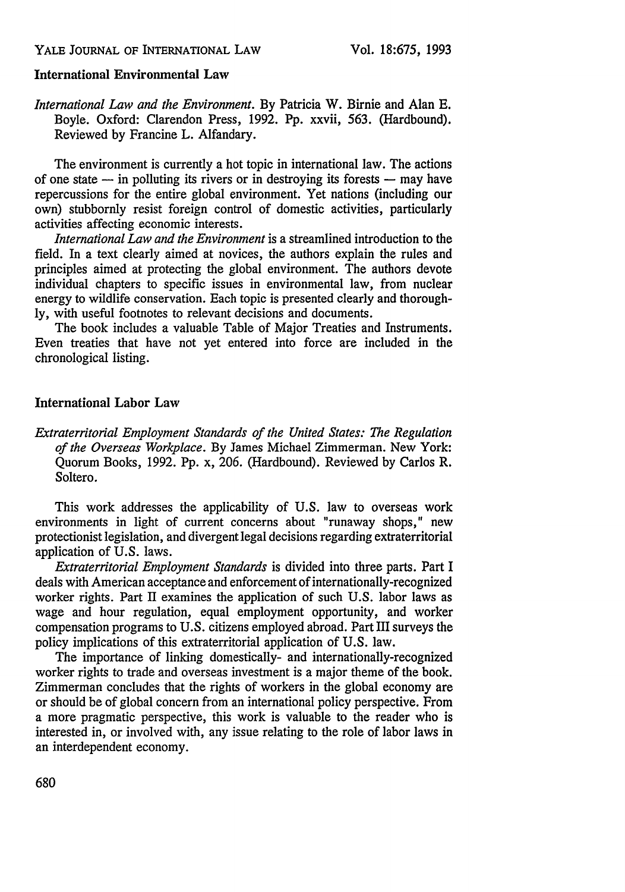### International Environmental Law

*International Law and the Environment.* By Patricia W. Birnie and Alan E. Boyle. Oxford: Clarendon Press, 1992. Pp. xxvii, 563. (Hardbound). Reviewed by Francine L. Alfandary.

The environment is currently a hot topic in international law. The actions of one state — in polluting its rivers or in destroying its forests — may have repercussions for the entire global environment. Yet nations (including our own) stubbornly resist foreign control of domestic activities, particularly activities affecting economic interests.

*International Law and the Environment* is a streamlined introduction to the field. In a text clearly aimed at novices, the authors explain the rules and principles aimed at protecting the global environment. The authors devote individual chapters to specific issues in environmental law, from nuclear energy to wildlife conservation. Each topic is presented clearly and thoroughly, with useful footnotes to relevant decisions and documents.

The book includes a valuable Table of Major Treaties and Instruments. Even treaties that have not yet entered into force are included in the chronological listing.

### International Labor Law

*Extraterritorial Employment Standards of the United States: The Regulation of the Overseas Workplace.* By James Michael Zimmerman. New York: Quorum Books, 1992. Pp. x, 206. (Hardbound). Reviewed by Carlos R. Soltero.

This work addresses the applicability of U.S. law to overseas work environments in light of current concerns about "runaway shops," new protectionist legislation, and divergent legal decisions regarding extraterritorial application of U.S. laws.

*Extraterritorial Employment Standards* is divided into three parts. Part I deals with American acceptance and enforcement of internationally-recognized worker rights. Part II examines the application of such U.S. labor laws as wage and hour regulation, equal employment opportunity, and worker compensation programs to U.S. citizens employed abroad. Part III surveys the policy implications of this extraterritorial application of U.S. law.

The importance of linking domestically- and internationally-recognized worker rights to trade and overseas investment is a major theme of the book. Zimmerman concludes that the rights of workers in the global economy are or should be of global concern from an international policy perspective. From a more pragmatic perspective, this work is valuable to the reader who is interested in, or involved with, any issue relating to the role of labor laws in an interdependent economy.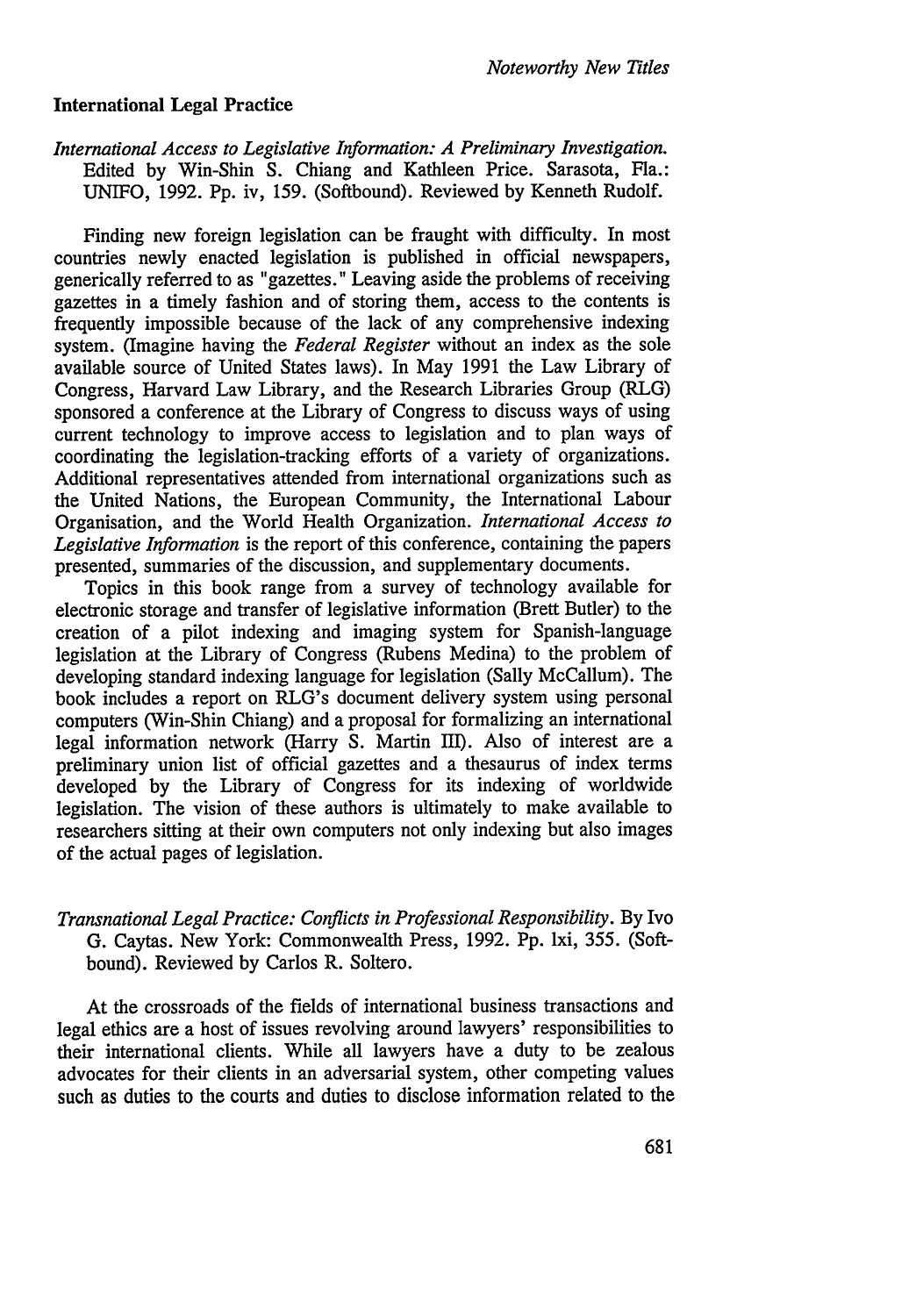### International Legal Practice

*International Access to Legislative Information: A Preliminary Investigation.* Edited by Win-Shin S. Chiang and Kathleen Price. Sarasota, Fla.: UNIFO, 1992. Pp. iv, 159. (Softbound). Reviewed by Kenneth Rudolf.

Finding new foreign legislation can be fraught with difficulty. In most countries newly enacted legislation is published in official newspapers, generically referred to as "gazettes." Leaving aside the problems of receiving gazettes in a timely fashion and of storing them, access to the contents is frequently impossible because of the lack of any comprehensive indexing system. (Imagine having the *Federal Register* without an index as the sole available source of United States laws). In May 1991 the Law Library of Congress, Harvard Law Library, and the Research Libraries Group (RLG) sponsored a conference at the Library of Congress to discuss ways of using current technology to improve access to legislation and to plan ways of coordinating the legislation-tracking efforts of a variety of organizations. Additional representatives attended from international organizations such as the United Nations, the European Community, the International Labour Organisation, and the World Health Organization. *International Access to Legislative Information* is the report of this conference, containing the papers presented, summaries of the discussion, and supplementary documents.

Topics in this book range from a survey of technology available for electronic storage and transfer of legislative information (Brett Butler) to the creation of a pilot indexing and imaging system for Spanish-language legislation at the Library of Congress (Rubens Medina) to the problem of developing standard indexing language for legislation (Sally McCallum). The book includes a report on RLG's document delivery system using personal computers (Win-Shin Chiang) and a proposal for formalizing an international legal information network (Harry S. Martin III). Also of interest are a preliminary union list of official gazettes and a thesaurus of index terms developed by the Library of Congress for its indexing of worldwide legislation. The vision of these authors is ultimately to make available to researchers sitting at their own computers not only indexing but also images of the actual pages of legislation.

*Transnational Legal Practice: Conflicts in Professional Responsibility.* By Ivo G. Caytas. New York: Commonwealth Press, 1992. Pp. lxi, 355. (Softbound). Reviewed by Carlos R. Soltero.

At the crossroads of the fields of international business transactions and legal ethics are a host of issues revolving around lawyers' responsibilities to their international clients. While all lawyers have a duty to be zealous advocates for their clients in an adversarial system, other competing values such as duties to the courts and duties to disclose information related to the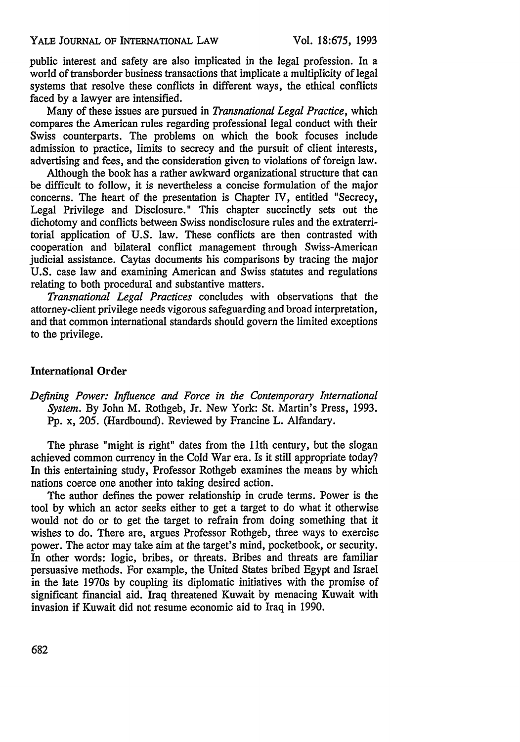public interest and safety are also implicated in the legal profession. In a world of transborder business transactions that implicate a multiplicity of legal systems that resolve these conflicts in different ways, the ethical conflicts faced by a lawyer are intensified.

Many of these issues are pursued in *Transnational Legal Practice*, which compares the American rules regarding professional legal conduct with their Swiss counterparts. The problems on which the book focuses include admission to practice, limits to secrecy and the pursuit of client interests, advertising and fees, and the consideration given to violations of foreign law.

Although the book has a rather awkward organizational structure that can be difficult to follow, it is nevertheless a concise formulation of the major concerns. The heart of the presentation is Chapter IV, entitled "Secrecy, Legal Privilege and Disclosure." This chapter succinctly sets out the dichotomy and conflicts between Swiss nondisclosure rules and the extraterritorial application of U.S. law. These conflicts are then contrasted with cooperation and bilateral conflict management through Swiss-American judicial assistance. Caytas documents his comparisons by tracing the major U.S. case law and examining American and Swiss statutes and regulations relating to both procedural and substantive matters.

*Transnational Legal Practices* concludes with observations that the attorney-client privilege needs vigorous safeguarding and broad interpretation, and that common international standards should govern the limited exceptions to the privilege.

### International Order

*Defining Power: Influence and Force in the Contemporary International System*. By John M. Rothgeb, Jr. New York: St. Martin's Press, 1993. Pp. x, 205. (Hardbound). Reviewed by Francine L. Alfandary.

The phrase "might is right" dates from the 11th century, but the slogan achieved common currency in the Cold War era. Is it still appropriate today? In this entertaining study, Professor Rothgeb examines the means by which nations coerce one another into taking desired action.

The author defines the power relationship in crude terms. Power is the tool by which an actor seeks either to get a target to do what it otherwise would not do or to get the target to refrain from doing something that it wishes to do. There are, argues Professor Rothgeb, three ways to exercise power. The actor may take aim at the target's mind, pocketbook, or security. In other words: logic, bribes, or threats. Bribes and threats are familiar persuasive methods. For example, the United States bribed Egypt and Israel in the late 1970s by coupling its diplomatic initiatives with the promise of significant financial aid. Iraq threatened Kuwait by menacing Kuwait with invasion if Kuwait did not resume economic aid to Iraq in 1990.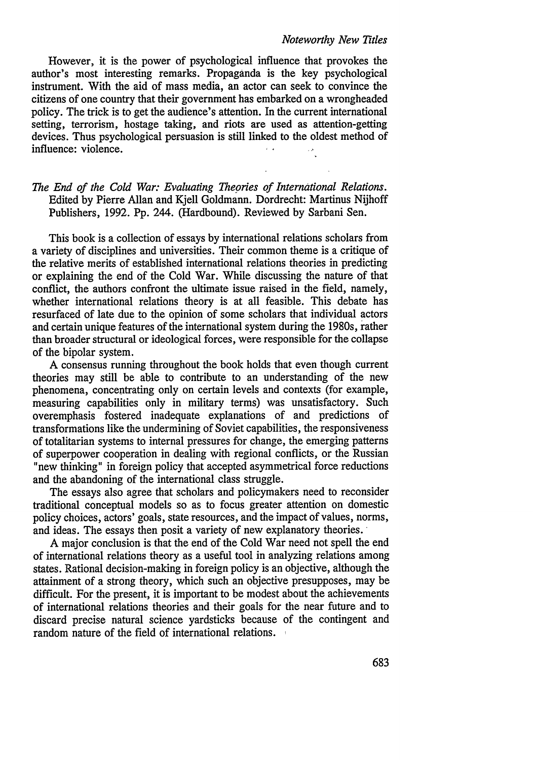However, it is the power of psychological influence that provokes the author's most interesting remarks. Propaganda is the key psychological instrument. With the aid of mass media, an actor can seek to convince the citizens of one country that their government has embarked on a wrongheaded policy. The trick is to get the audience's attention. In the current international setting, terrorism, hostage taking, and riots are used as attention-getting devices. Thus psychological persuasion is still linked to the oldest method of influence: violence.

*The End of the Cold War: Evaluating Theories of International Relations.* Edited by Pierre Allan and Kjell Goldmann. Dordrecht: Martinus Nijhoff Publishers, 1992. Pp. 244. (Hardbound). Reviewed by Sarbani Sen.

This book is a collection of essays by international relations scholars from a variety of disciplines and universities. Their common theme is a critique of the relative merits of established international relations theories in predicting or explaining the end of the Cold War. While discussing the nature of that conflict, the authors confront the ultimate issue raised in the field, namely, whether international relations theory is at all feasible. This debate has resurfaced of late due to the opinion of some scholars that individual actors and certain unique features of the international system during the 1980s, rather than broader structural or ideological forces, were responsible for the collapse of the bipolar system.

A consensus running throughout the book holds that even though current theories may still be able to contribute to an understanding of the new phenomena, concentrating only on certain levels and contexts (for example, measuring capabilities only in military terms) was unsatisfactory. Such overemphasis fostered inadequate explanations of and predictions of transformations like the undermining of Soviet capabilities, the responsiveness of totalitarian systems to internal pressures for change, the emerging patterns of superpower cooperation in dealing with regional conflicts, or the Russian "new thinking" in foreign policy that accepted asymmetrical force reductions and the abandoning of the international class struggle.

The essays also agree that scholars and policymakers need to reconsider traditional conceptual models so as to focus greater attention on domestic policy choices, actors' goals, state resources, and the impact of values, norms, and ideas. The essays then posit a variety of new explanatory theories.

A major conclusion is that the end of the Cold War need not spell the end of international relations theory as a useful tool in analyzing relations among states. Rational decision-making in foreign policy is an objective, although the attainment of a strong theory, which such an objective presupposes, may be difficult. For the present, it is important to be modest about the achievements of international relations theories and their goals for the near future and to discard precise natural science yardsticks because of the contingent and random nature of the field of international relations.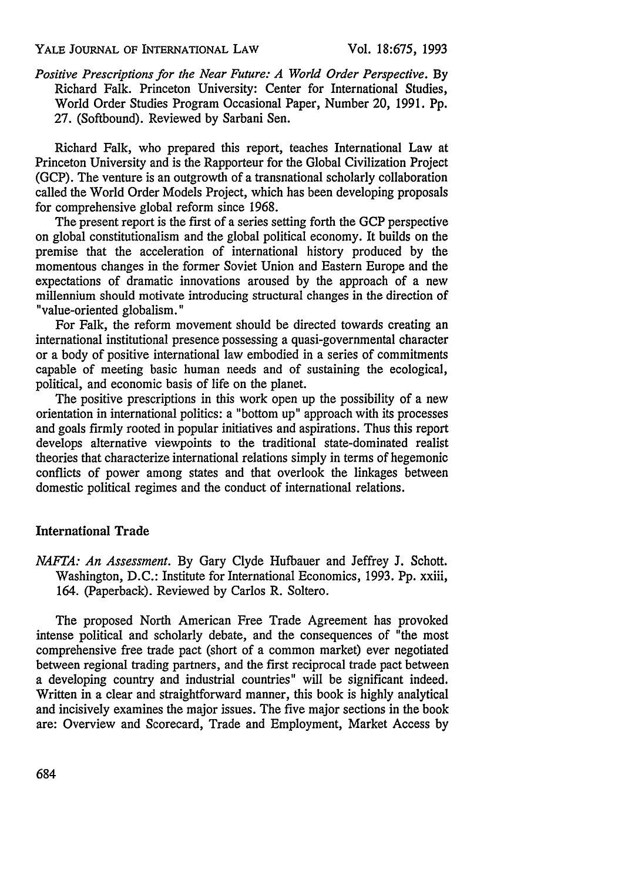*Positive Prescriptions for the Near Future: A World Order Perspective*. By Richard Falk. Princeton University: Center for International Studies, World Order Studies Program Occasional Paper, Number 20, 1991. Pp. 27. (Softbound). Reviewed by Sarbani Sen.

Richard Falk, who prepared this report, teaches International Law at Princeton University and is the Rapporteur for the Global Civilization Project (GCP). The venture is an outgrowth of a transnational scholarly collaboration called the World Order Models Project, which has been developing proposals for comprehensive global reform since 1968.

The present report is the first of a series setting forth the GCP perspective on global constitutionalism and the global political economy. It builds on the premise that the acceleration of international history produced by the momentous changes in the former Soviet Union and Eastern Europe and the expectations of dramatic innovations aroused by the approach of a new millennium should motivate introducing structural changes in the direction of "value-oriented globalism."

For Falk, the reform movement should be directed towards creating an international institutional presence possessing a quasi-governmental character or a body of positive international law embodied in a series of commitments capable of meeting basic human needs and of sustaining the ecological, political, and economic basis of life on the planet.

The positive prescriptions in this work open up the possibility of a new orientation in international politics: a "bottom up" approach with its processes and goals firmly rooted in popular initiatives and aspirations. Thus this report develops alternative viewpoints to the traditional state-dominated realist theories that characterize international relations simply in terms of hegemonic conflicts of power among states and that overlook the linkages between domestic political regimes and the conduct of international relations.

## International Trade

*NAFTA: An Assessment*. By Gary Clyde Hufbauer and Jeffrey J. Schott. Washington, D.C.: Institute for International Economics, 1993. Pp. xxiii, 164. (Paperback). Reviewed by Carlos R. Soltero.

The proposed North American Free Trade Agreement has provoked intense political and scholarly debate, and the consequences of "the most comprehensive free trade pact (short of a common market) ever negotiated between regional trading partners, and the first reciprocal trade pact between a developing country and industrial countries" will be significant indeed. Written in a clear and straightforward manner, this book is highly analytical and incisively examines the major issues. The five major sections in the book are: Overview and Scorecard, Trade and Employment, Market Access by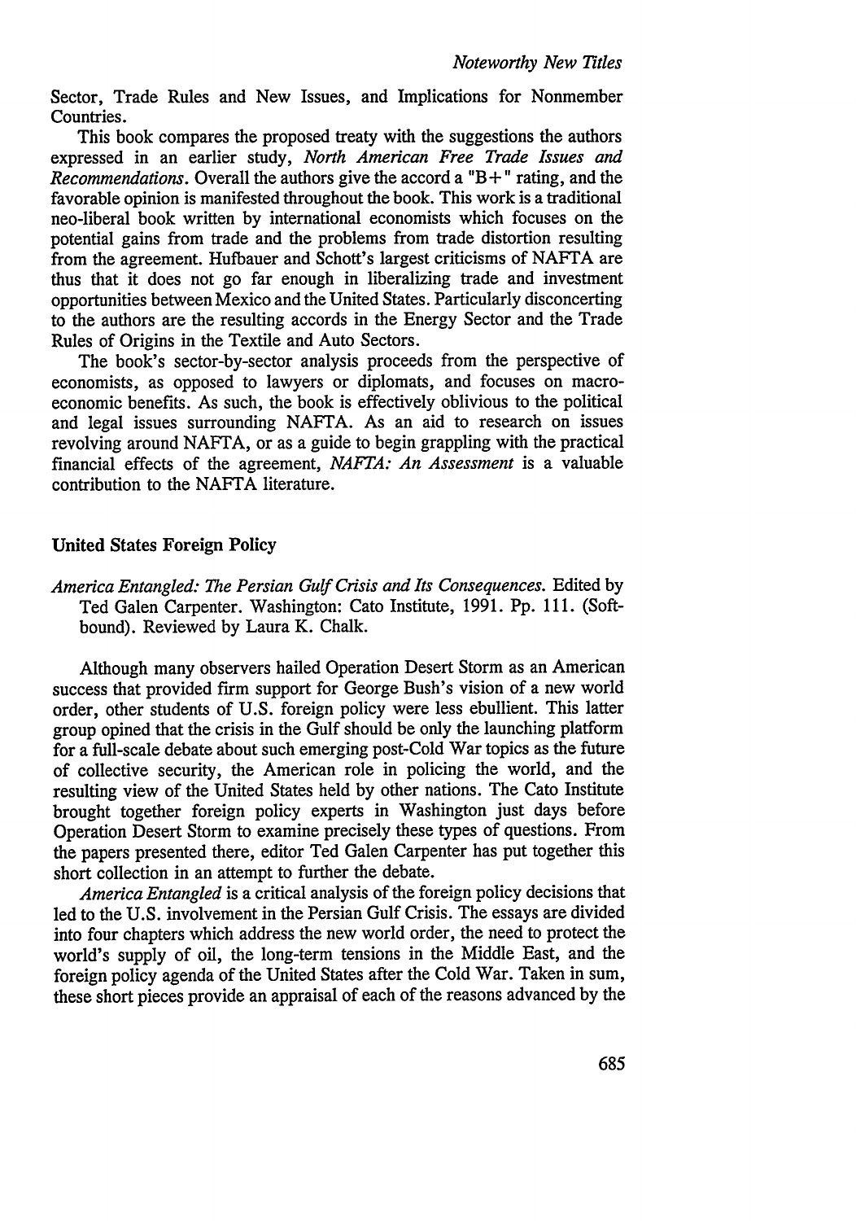Sector, Trade Rules and New Issues, and Implications for Nonmember Countries.

This book compares the proposed treaty with the suggestions the authors expressed in an earlier study, *North American Free Trade Issues and Recommendations*. Overall the authors give the accord a "B+" rating, and the favorable opinion is manifested throughout the book. This work is a traditional neo-liberal book written by international economists which focuses on the potential gains from trade and the problems from trade distortion resulting from the agreement. Hufbauer and Schott's largest criticisms of NAFTA are thus that it does not go far enough in liberalizing trade and investment opportunities between Mexico and the United States. Particularly disconcerting to the authors are the resulting accords in the Energy Sector and the Trade Rules of Origins in the Textile and Auto Sectors.

The book's sector-by-sector analysis proceeds from the perspective of economists, as opposed to lawyers or diplomats, and focuses on macroeconomic benefits. As such, the book is effectively oblivious to the political and legal issues surrounding NAFTA. As an aid to research on issues revolving around NAFTA, or as a guide to begin grappling with the practical financial effects of the agreement, *NAFTA: An Assessment* is a valuable contribution to the NAFTA literature.

### United States Foreign Policy

*America Entangled: The Persian Gulf Crisis and Its Consequences.* Edited by Ted Galen Carpenter. Washington: Cato Institute, 1991. Pp. 111. (Softbound). Reviewed by Laura K. Chalk.

Although many observers hailed Operation Desert Storm as an American success that provided firm support for George Bush's vision of a new world order, other students of U.S. foreign policy were less ebullient. This latter group opined that the crisis in the Gulf should be only the launching platform for a full-scale debate about such emerging post-Cold War topics as the future of collective security, the American role in policing the world, and the resulting view of the United States held by other nations. The Cato Institute brought together foreign policy experts in Washington just days before Operation Desert Storm to examine precisely these types of questions. From the papers presented there, editor Ted Galen Carpenter has put together this short collection in an attempt to further the debate.

*America Entangled* is a critical analysis of the foreign policy decisions that led to the U.S. involvement in the Persian Gulf Crisis. The essays are divided into four chapters which address the new world order, the need to protect the world's supply of oil, the long-term tensions in the Middle East, and the foreign policy agenda of the United States after the Cold War. Taken in sum, these short pieces provide an appraisal of each of the reasons advanced by the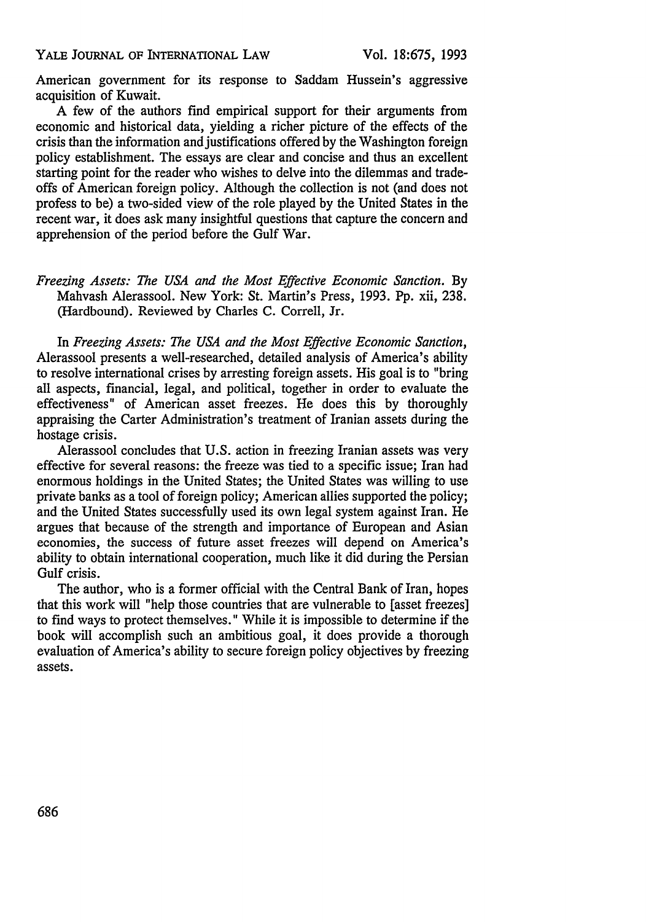American government for its response to Saddam Hussein's aggressive acquisition of Kuwait.

A few of the authors find empirical support for their arguments from economic and historical data, yielding a richer picture of the effects of the crisis than the information and justifications offered by the Washington foreign policy establishment. The essays are clear and concise and thus an excellent starting point for the reader who wishes to delve into the dilemmas and trade-offs of American foreign policy. Although the collection is not (and does not profess to be) a two-sided view of the role played by the United States in the recent war, it does ask many insightful questions that capture the concern and apprehension of the period before the Gulf War.

*Freezing Assets: The USA and the Most Effective Economic Sanction*. By Mahvash Alerassool. New York: St. Martin's Press, 1993. Pp. xii, 238. (Hardbound). Reviewed by Charles C. Correll, Jr.

In *Freezing Assets: The USA and the Most Effective Economic Sanction*, Alerassool presents a well-researched, detailed analysis of America's ability to resolve international crises by arresting foreign assets. His goal is to "bring all aspects, financial, legal, and political, together in order to evaluate the effectiveness" of American asset freezes. He does this by thoroughly appraising the Carter Administration's treatment of Iranian assets during the hostage crisis.

Alerassool concludes that U.S. action in freezing Iranian assets was very effective for several reasons: the freeze was tied to a specific issue; Iran had enormous holdings in the United States; the United States was willing to use private banks as a tool of foreign policy; American allies supported the policy; and the United States successfully used its own legal system against Iran. He argues that because of the strength and importance of European and Asian economies, the success of future asset freezes will depend on America's ability to obtain international cooperation, much like it did during the Persian Gulf crisis.

The author, who is a former official with the Central Bank of Iran, hopes that this work will "help those countries that are vulnerable to [asset freezes] to find ways to protect themselves." While it is impossible to determine if the book will accomplish such an ambitious goal, it does provide a thorough evaluation of America's ability to secure foreign policy objectives by freezing assets.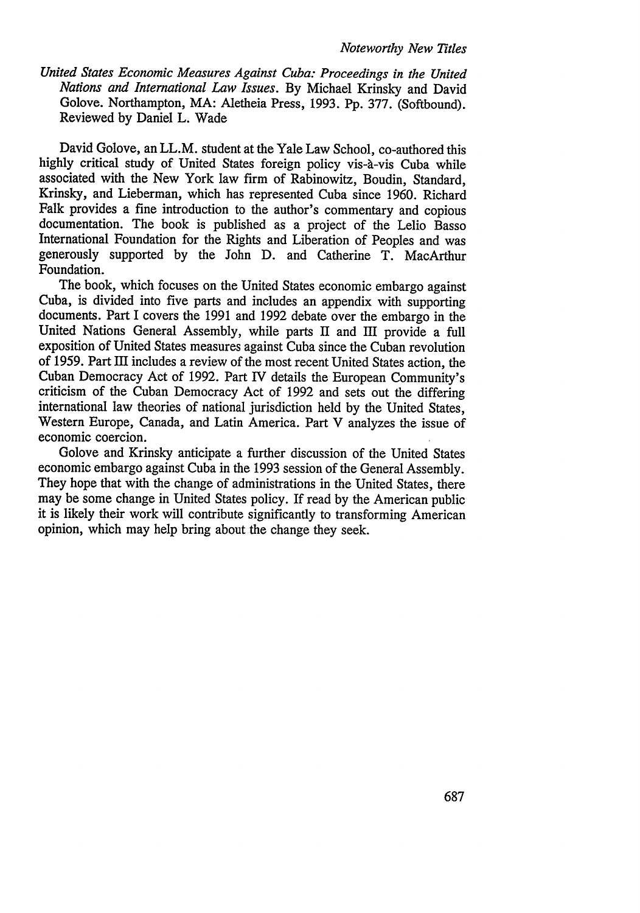*United States Economic Measures Against Cuba: Proceedings in the United Nations and International Law Issues*. By Michael Krinsky and David Golove. Northampton, MA: Aletheia Press, 1993. Pp. 377. (Softbound). Reviewed by Daniel L. Wade

David Golove, an LL.M. student at the Yale Law School, co-authored this highly critical study of United States foreign policy vis-à-vis Cuba while associated with the New York law firm of Rabinowitz, Boudin, Standard, Krinsky, and Lieberman, which has represented Cuba since 1960. Richard Falk provides a fine introduction to the author's commentary and copious documentation. The book is published as a project of the Lelio Basso International Foundation for the Rights and Liberation of Peoples and was generously supported by the John D. and Catherine T. MacArthur Foundation.

The book, which focuses on the United States economic embargo against Cuba, is divided into five parts and includes an appendix with supporting documents. Part I covers the 1991 and 1992 debate over the embargo in the United Nations General Assembly, while parts II and III provide a full exposition of United States measures against Cuba since the Cuban revolution of 1959. Part III includes a review of the most recent United States action, the Cuban Democracy Act of 1992. Part IV details the European Community's criticism of the Cuban Democracy Act of 1992 and sets out the differing international law theories of national jurisdiction held by the United States, Western Europe, Canada, and Latin America. Part V analyzes the issue of economic coercion.

Golove and Krinsky anticipate a further discussion of the United States economic embargo against Cuba in the 1993 session of the General Assembly. They hope that with the change of administrations in the United States, there may be some change in United States policy. If read by the American public it is likely their work will contribute significantly to transforming American opinion, which may help bring about the change they seek.